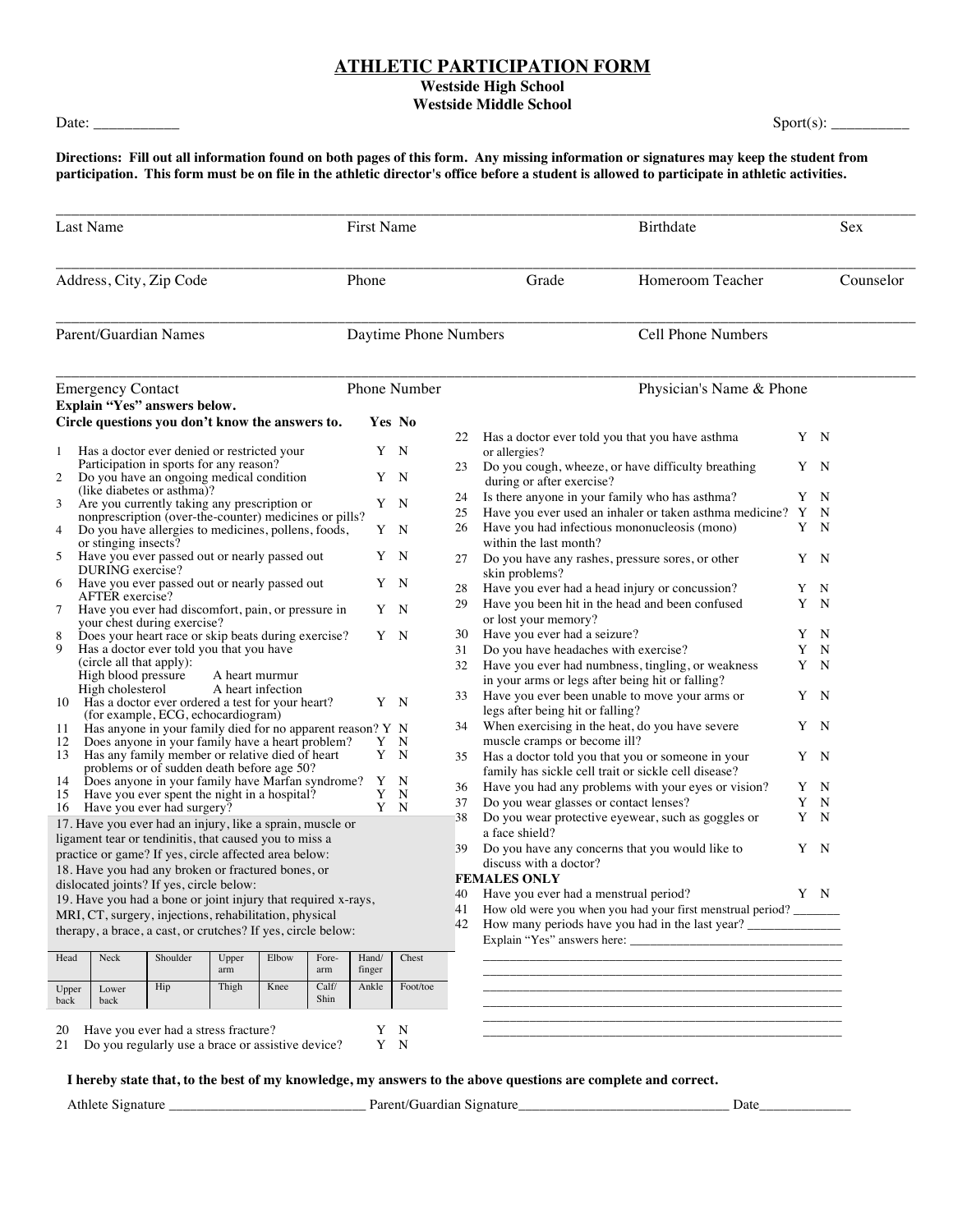# ATHLETIC PARTICIPATION FORM

**Westside High School**

**Westside Middle School**

Date: ___________ Sport(s): __________

**Directions: Fill out all information found on both pages of this form. Any missing information or signatures may keep the student from participation. This form must be on file in the athletic director's office before a student is allowed to participate in athletic activities.**

| Last Name | First Name | Birthdate | Sex |
|---|---|---|---|
| | | | |

| Address, City, Zip Code | Phone | Grade | Homeroom Teacher | Counselor |
|---|---|---|---|---|
| | | | | |

| Parent/Guardian Names | Daytime Phone Numbers | Cell Phone Numbers |
|---|---|---|
| | | |

| Emergency Contact | Phone Number | Physician's Name & Phone |
|---|---|---|
| | | |

**Explain "Yes" answers below.**

**Circle questions you don't know the answers to.** **Yes No**

1. Has a doctor ever denied or restricted your Participation in sports for any reason? Y N
2. Do you have an ongoing medical condition (like diabetes or asthma)? Y N
3. Are you currently taking any prescription or nonprescription (over-the-counter) medicines or pills? Y N
4. Do you have allergies to medicines, pollens, foods, or stinging insects? Y N
5. Have you ever passed out or nearly passed out DURING exercise? Y N
6. Have you ever passed out or nearly passed out AFTER exercise? Y N
7. Have you ever had discomfort, pain, or pressure in your chest during exercise? Y N
8. Does your heart race or skip beats during exercise? Y N
9. Has a doctor ever told you that you have (circle all that apply):
   High blood pressure    A heart murmur
   High cholesterol    A heart infection
10. Has a doctor ever ordered a test for your heart? (for example, ECG, echocardiogram) Y N
11. Has anyone in your family died for no apparent reason? Y N
12. Does anyone in your family have a heart problem? Y N
13. Has any family member or relative died of heart problems or of sudden death before age 50? Y N
14. Does anyone in your family have Marfan syndrome? Y N
15. Have you ever spent the night in a hospital? Y N
16. Have you ever had surgery? Y N

17. Have you ever had an injury, like a sprain, muscle or ligament tear or tendinitis, that caused you to miss a practice or game? If yes, circle affected area below:
18. Have you had any broken or fractured bones, or dislocated joints? If yes, circle below:
19. Have you had a bone or joint injury that required x-rays, MRI, CT, surgery, injections, rehabilitation, physical therapy, a brace, a cast, or crutches? If yes, circle below:

| Head | Neck | Shoulder | Upper arm | Elbow | Fore-arm | Hand/ finger | Chest |
|---|---|---|---|---|---|---|---|
| Upper back | Lower back | Hip | Thigh | Knee | Calf/ Shin | Ankle | Foot/toe |

20. Have you ever had a stress fracture? Y N
21. Do you regularly use a brace or assistive device? Y N
22. Has a doctor ever told you that you have asthma or allergies? Y N
23. Do you cough, wheeze, or have difficulty breathing during or after exercise? Y N
24. Is there anyone in your family who has asthma? Y N
25. Have you ever used an inhaler or taken asthma medicine? Y N
26. Have you had infectious mononucleosis (mono) within the last month? Y N
27. Do you have any rashes, pressure sores, or other skin problems? Y N
28. Have you ever had a head injury or concussion? Y N
29. Have you been hit in the head and been confused or lost your memory? Y N
30. Have you ever had a seizure? Y N
31. Do you have headaches with exercise? Y N
32. Have you ever had numbness, tingling, or weakness in your arms or legs after being hit or falling? Y N
33. Have you ever been unable to move your arms or legs after being hit or falling? Y N
34. When exercising in the heat, do you have severe muscle cramps or become ill? Y N
35. Has a doctor told you that you or someone in your family has sickle cell trait or sickle cell disease? Y N
36. Have you had any problems with your eyes or vision? Y N
37. Do you wear glasses or contact lenses? Y N
38. Do you wear protective eyewear, such as goggles or a face shield? Y N
39. Do you have any concerns that you would like to discuss with a doctor? Y N

**FEMALES ONLY**

40. Have you ever had a menstrual period? Y N
41. How old were you when you had your first menstrual period? _______
42. How many periods have you had in the last year? ______________

Explain "Yes" answers here: _________________________________
_________________________________________________________
_________________________________________________________
_________________________________________________________
_________________________________________________________
_________________________________________________________
_________________________________________________________

**I hereby state that, to the best of my knowledge, my answers to the above questions are complete and correct.**

Athlete Signature ____________________________ Parent/Guardian Signature______________________________ Date_____________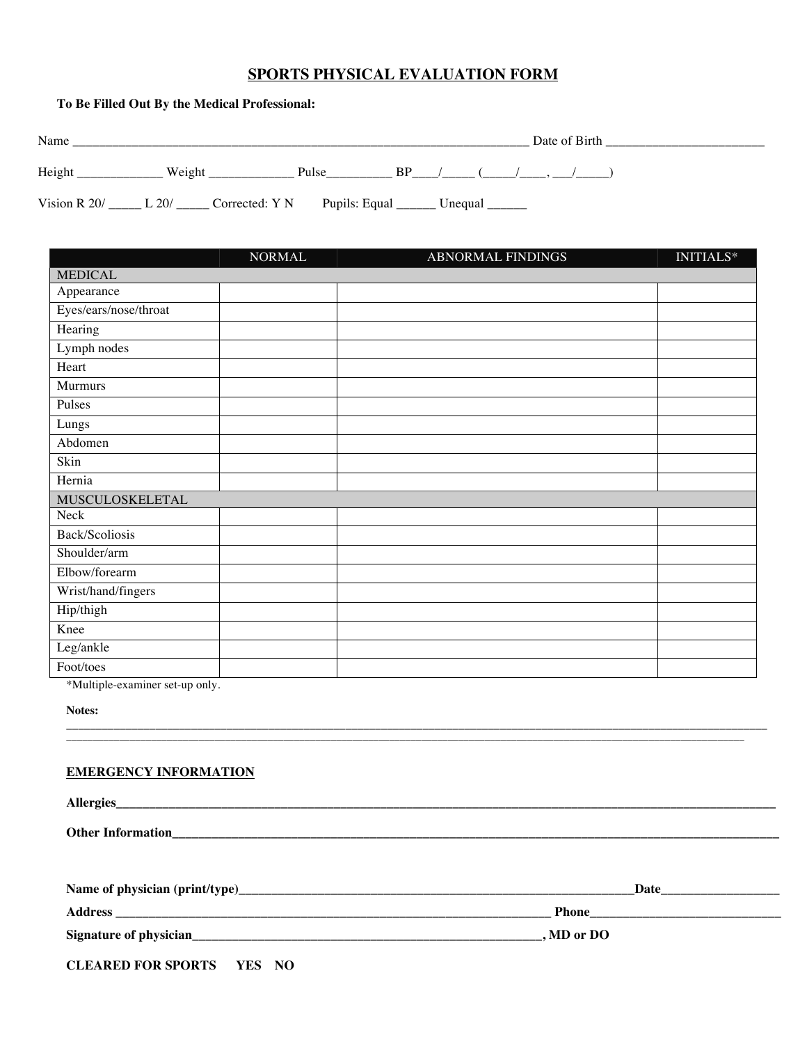# SPORTS PHYSICAL EVALUATION FORM

**To Be Filled Out By the Medical Professional:**

Name ___________________________________________________________________________ Date of Birth _________________________

Height _____________ Weight _____________ Pulse__________ BP____/_____ (_____/____, ___/_____)

Vision R 20/ _____ L 20/ _____ Corrected: Y N Pupils: Equal ______ Unequal ______

| | NORMAL | ABNORMAL FINDINGS | INITIALS* |
|---|---|---|---|
| MEDICAL | | | |
| Appearance | | | |
| Eyes/ears/nose/throat | | | |
| Hearing | | | |
| Lymph nodes | | | |
| Heart | | | |
| Murmurs | | | |
| Pulses | | | |
| Lungs | | | |
| Abdomen | | | |
| Skin | | | |
| Hernia | | | |
| MUSCULOSKELETAL | | | |
| Neck | | | |
| Back/Scoliosis | | | |
| Shoulder/arm | | | |
| Elbow/forearm | | | |
| Wrist/hand/fingers | | | |
| Hip/thigh | | | |
| Knee | | | |
| Leg/ankle | | | |
| Foot/toes | | | |

*Multiple-examiner set-up only.

**Notes:**
______________________________________________________________________________________________________________________
______________________________________________________________________________________________________________________

**EMERGENCY INFORMATION**

**Allergies**______________________________________________________________________________________________________

**Other Information**_______________________________________________________________________________________________

**Name of physician (print/type)**_____________________________________________________________________**Date**__________________

**Address** ___________________________________________________________________________ **Phone**_______________________________

**Signature of physician**__________________________________________________________, **MD or DO**

**CLEARED FOR SPORTS YES NO**